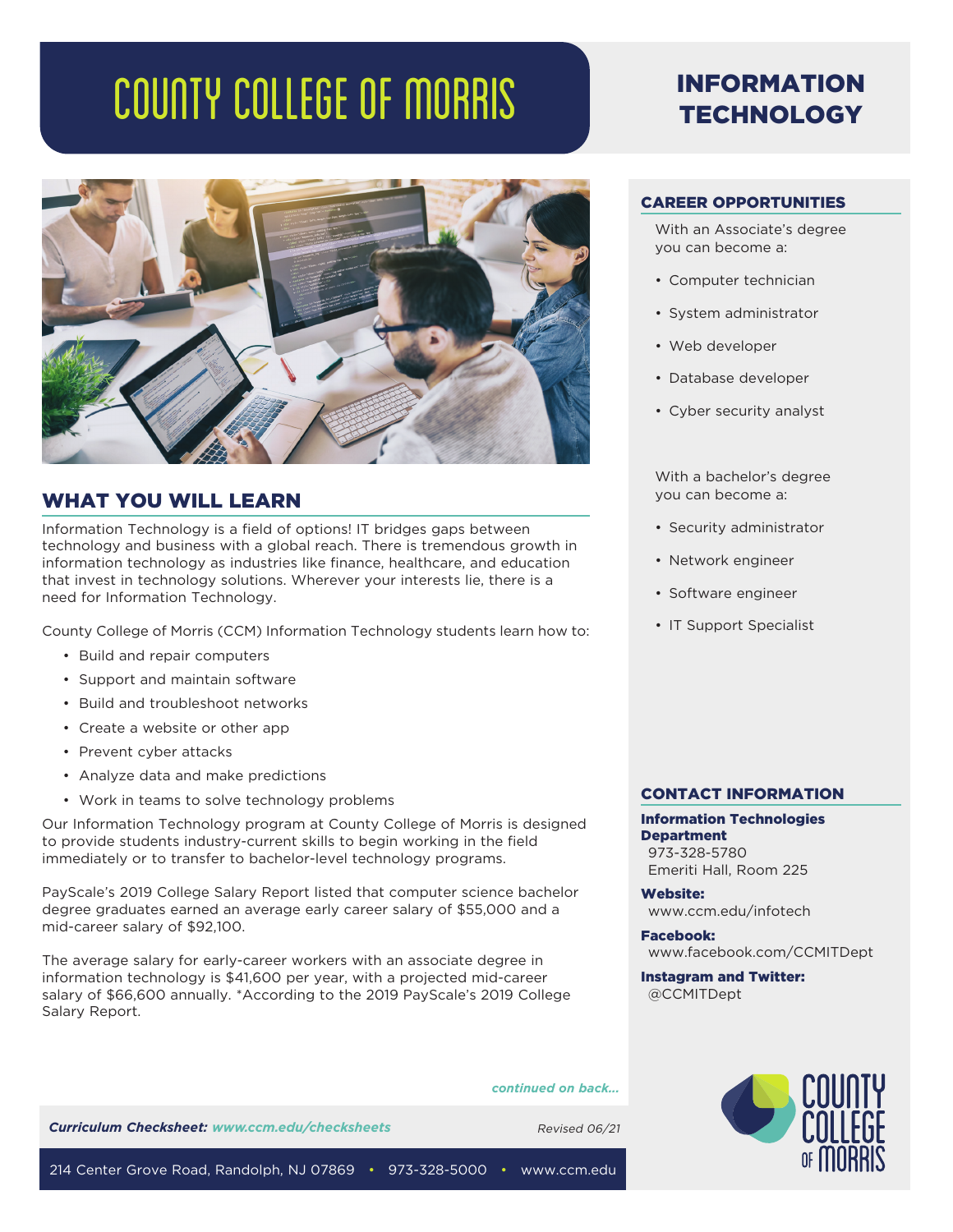# COUNTY COLLEGE OF MORRIS

# INFORMATION TECHNOLOGY

## WHAT YOU WILL LEARN

Information Technology is a field of options! IT bridges gaps between technology and business with a global reach. There is tremendous growth in information technology as industries like finance, healthcare, and education that invest in technology solutions. Wherever your interests lie, there is a need for Information Technology.

County College of Morris (CCM) Information Technology students learn how to:

- Build and repair computers
- Support and maintain software
- Build and troubleshoot networks
- Create a website or other app
- Prevent cyber attacks
- Analyze data and make predictions
- Work in teams to solve technology problems

Our Information Technology program at County College of Morris is designed to provide students industry-current skills to begin working in the field immediately or to transfer to bachelor-level technology programs.

PayScale's 2019 College Salary Report listed that computer science bachelor degree graduates earned an average early career salary of $55,000 and a mid-career salary of $92,100.

The average salary for early-career workers with an associate degree in information technology is $41,600 per year, with a projected mid-career salary of $66,600 annually. *According to the 2019 PayScale's 2019 College Salary Report.

*continued on back...*

***Curriculum Checksheet:*** ***www.ccm.edu/checksheets***

Revised 06/21

## CAREER OPPORTUNITIES

With an Associate's degree you can become a:

- Computer technician
- System administrator
- Web developer
- Database developer
- Cyber security analyst

With a bachelor's degree you can become a:

- Security administrator
- Network engineer
- Software engineer
- IT Support Specialist

## CONTACT INFORMATION

**Information Technologies Department**
973-328-5780
Emeriti Hall, Room 225

**Website:**
www.ccm.edu/infotech

**Facebook:**
www.facebook.com/CCMITDept

**Instagram and Twitter:**
@CCMITDept

214 Center Grove Road, Randolph, NJ 07869 • 973-328-5000 • www.ccm.edu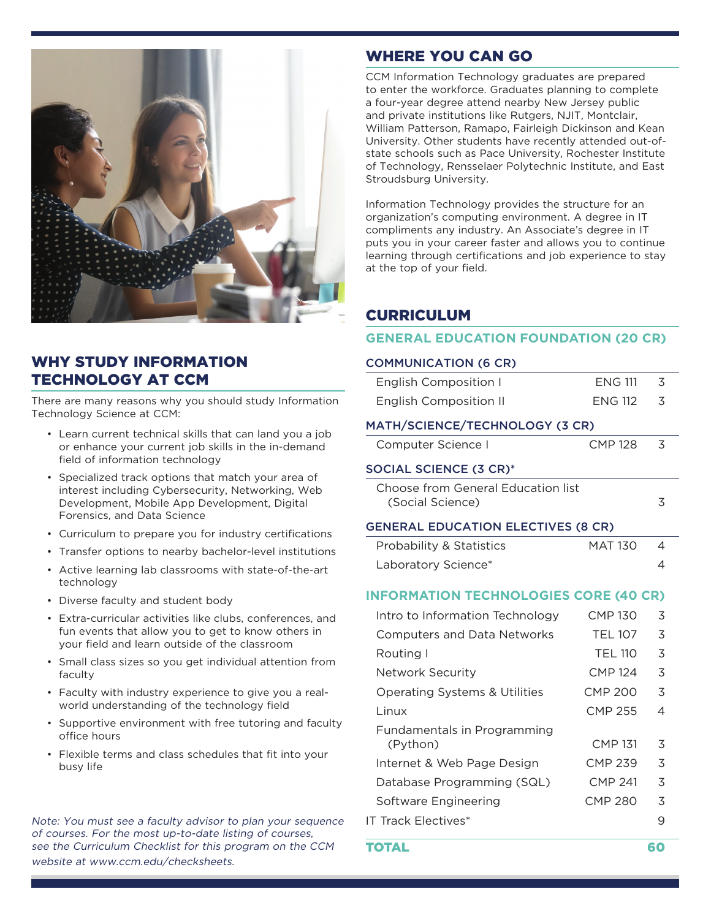## WHY STUDY INFORMATION TECHNOLOGY AT CCM

There are many reasons why you should study Information Technology Science at CCM:

- Learn current technical skills that can land you a job or enhance your current job skills in the in-demand field of information technology
- Specialized track options that match your area of interest including Cybersecurity, Networking, Web Development, Mobile App Development, Digital Forensics, and Data Science
- Curriculum to prepare you for industry certifications
- Transfer options to nearby bachelor-level institutions
- Active learning lab classrooms with state-of-the-art technology
- Diverse faculty and student body
- Extra-curricular activities like clubs, conferences, and fun events that allow you to get to know others in your field and learn outside of the classroom
- Small class sizes so you get individual attention from faculty
- Faculty with industry experience to give you a real-world understanding of the technology field
- Supportive environment with free tutoring and faculty office hours
- Flexible terms and class schedules that fit into your busy life

*Note: You must see a faculty advisor to plan your sequence of courses. For the most up-to-date listing of courses, see the Curriculum Checklist for this program on the CCM website at www.ccm.edu/checksheets.*

## WHERE YOU CAN GO

CCM Information Technology graduates are prepared to enter the workforce. Graduates planning to complete a four-year degree attend nearby New Jersey public and private institutions like Rutgers, NJIT, Montclair, William Patterson, Ramapo, Fairleigh Dickinson and Kean University. Other students have recently attended out-of-state schools such as Pace University, Rochester Institute of Technology, Rensselaer Polytechnic Institute, and East Stroudsburg University.

Information Technology provides the structure for an organization's computing environment. A degree in IT compliments any industry. An Associate's degree in IT puts you in your career faster and allows you to continue learning through certifications and job experience to stay at the top of your field.

## CURRICULUM

### GENERAL EDUCATION FOUNDATION (20 CR)

#### COMMUNICATION (6 CR)

| | | |
|---|---|---|
| English Composition I | ENG 111 | 3 |
| English Composition II | ENG 112 | 3 |

#### MATH/SCIENCE/TECHNOLOGY (3 CR)

| | | |
|---|---|---|
| Computer Science I | CMP 128 | 3 |

#### SOCIAL SCIENCE (3 CR)*

| | | |
|---|---|---|
| Choose from General Education list (Social Science) | | 3 |

#### GENERAL EDUCATION ELECTIVES (8 CR)

| | | |
|---|---|---|
| Probability & Statistics | MAT 130 | 4 |
| Laboratory Science* | | 4 |

### INFORMATION TECHNOLOGIES CORE (40 CR)

| | | |
|---|---|---|
| Intro to Information Technology | CMP 130 | 3 |
| Computers and Data Networks | TEL 107 | 3 |
| Routing I | TEL 110 | 3 |
| Network Security | CMP 124 | 3 |
| Operating Systems & Utilities | CMP 200 | 3 |
| Linux | CMP 255 | 4 |
| Fundamentals in Programming (Python) | CMP 131 | 3 |
| Internet & Web Page Design | CMP 239 | 3 |
| Database Programming (SQL) | CMP 241 | 3 |
| Software Engineering | CMP 280 | 3 |
| IT Track Electives* | | 9 |

**TOTAL 60**